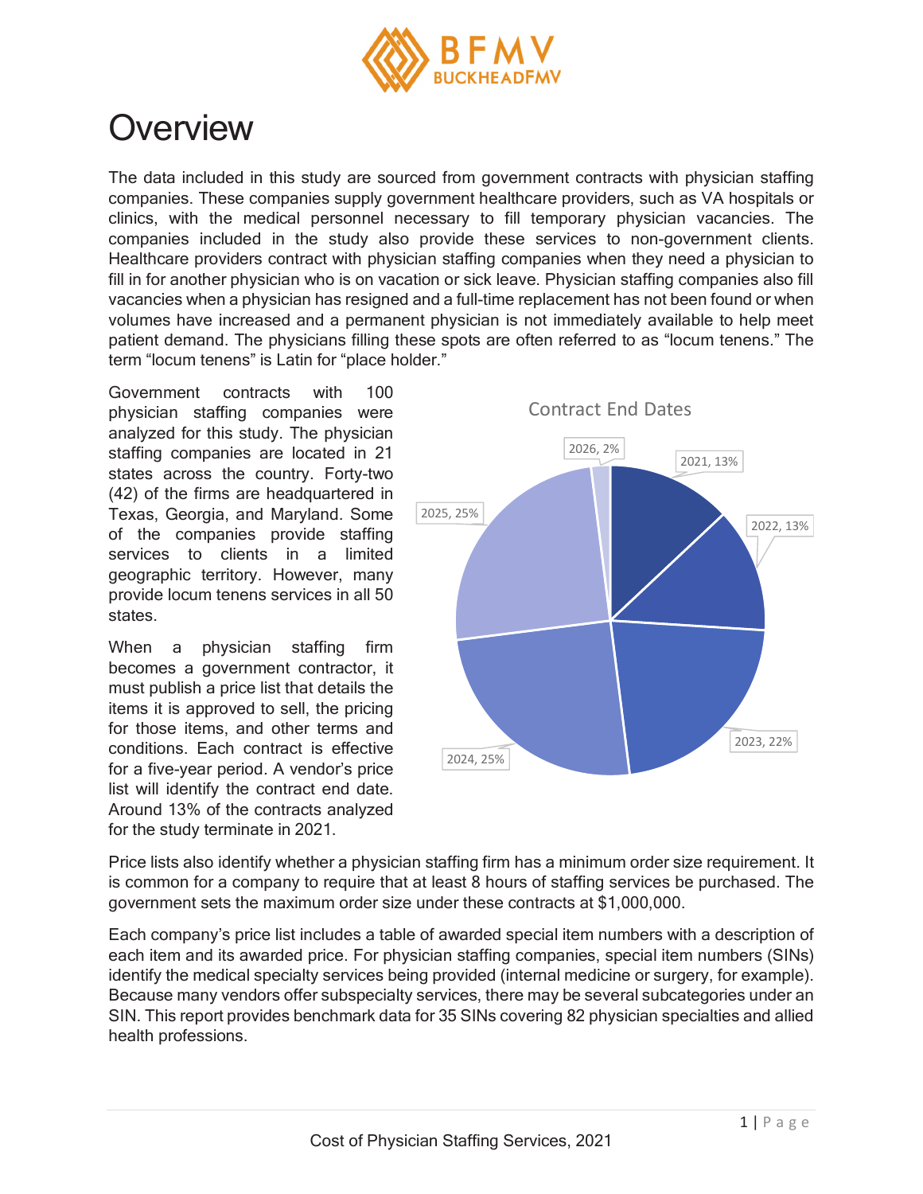# Overview

The data included in this study are sourced from government contracts with physician staffing companies. These companies supply government healthcare providers, such as VA hospitals or clinics, with the medical personnel necessary to fill temporary physician vacancies. The companies included in the study also provide these services to non-government clients. Healthcare providers contract with physician staffing companies when they need a physician to fill in for another physician who is on vacation or sick leave. Physician staffing companies also fill vacancies when a physician has resigned and a full-time replacement has not been found or when volumes have increased and a permanent physician is not immediately available to help meet patient demand. The physicians filling these spots are often referred to as "locum tenens." The term "locum tenens" is Latin for "place holder."

Government contracts with 100 physician staffing companies were analyzed for this study. The physician staffing companies are located in 21 states across the country. Forty-two (42) of the firms are headquartered in Texas, Georgia, and Maryland. Some of the companies provide staffing services to clients in a limited geographic territory. However, many provide locum tenens services in all 50 states.

When a physician staffing firm becomes a government contractor, it must publish a price list that details the items it is approved to sell, the pricing for those items, and other terms and conditions. Each contract is effective for a five-year period. A vendor's price list will identify the contract end date. Around 13% of the contracts analyzed for the study terminate in 2021.

Contract End Dates

| Year | Share |
| --- | --- |
| 2021 | 13% |
| 2022 | 13% |
| 2023 | 22% |
| 2024 | 25% |
| 2025 | 25% |
| 2026 | 2% |

Price lists also identify whether a physician staffing firm has a minimum order size requirement. It is common for a company to require that at least 8 hours of staffing services be purchased. The government sets the maximum order size under these contracts at $1,000,000.

Each company's price list includes a table of awarded special item numbers with a description of each item and its awarded price. For physician staffing companies, special item numbers (SINs) identify the medical specialty services being provided (internal medicine or surgery, for example). Because many vendors offer subspecialty services, there may be several subcategories under an SIN. This report provides benchmark data for 35 SINs covering 82 physician specialties and allied health professions.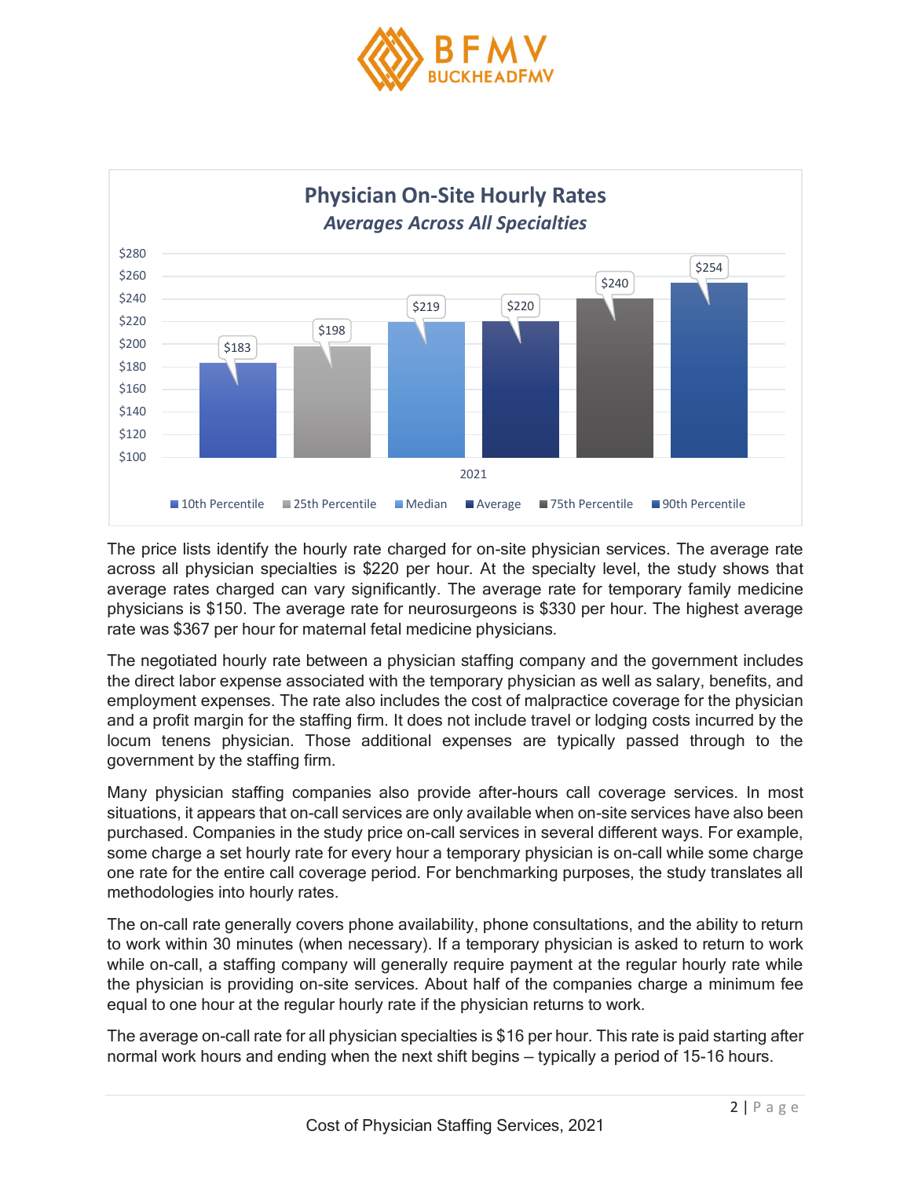**Physician On-Site Hourly Rates**
*Averages Across All Specialties*

| 2021 | 10th Percentile | 25th Percentile | Median | Average | 75th Percentile | 90th Percentile |
|---|---|---|---|---|---|---|
| Hourly Rate | $183 | $198 | $219 | $220 | $240 | $254 |

The price lists identify the hourly rate charged for on-site physician services. The average rate across all physician specialties is $220 per hour. At the specialty level, the study shows that average rates charged can vary significantly. The average rate for temporary family medicine physicians is $150. The average rate for neurosurgeons is $330 per hour. The highest average rate was $367 per hour for maternal fetal medicine physicians.

The negotiated hourly rate between a physician staffing company and the government includes the direct labor expense associated with the temporary physician as well as salary, benefits, and employment expenses. The rate also includes the cost of malpractice coverage for the physician and a profit margin for the staffing firm. It does not include travel or lodging costs incurred by the locum tenens physician. Those additional expenses are typically passed through to the government by the staffing firm.

Many physician staffing companies also provide after-hours call coverage services. In most situations, it appears that on-call services are only available when on-site services have also been purchased. Companies in the study price on-call services in several different ways. For example, some charge a set hourly rate for every hour a temporary physician is on-call while some charge one rate for the entire call coverage period. For benchmarking purposes, the study translates all methodologies into hourly rates.

The on-call rate generally covers phone availability, phone consultations, and the ability to return to work within 30 minutes (when necessary). If a temporary physician is asked to return to work while on-call, a staffing company will generally require payment at the regular hourly rate while the physician is providing on-site services. About half of the companies charge a minimum fee equal to one hour at the regular hourly rate if the physician returns to work.

The average on-call rate for all physician specialties is $16 per hour. This rate is paid starting after normal work hours and ending when the next shift begins – typically a period of 15-16 hours.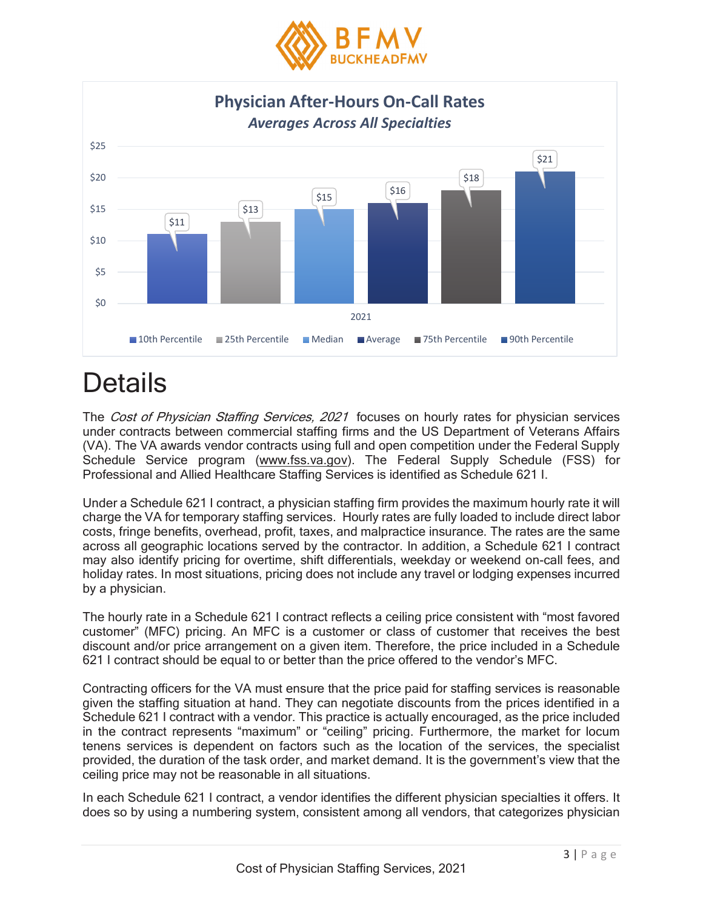**Physician After-Hours On-Call Rates**

*Averages Across All Specialties*

| 2021 | 10th Percentile | 25th Percentile | Median | Average | 75th Percentile | 90th Percentile |
|---|---|---|---|---|---|---|
| Rate | $11 | $13 | $15 | $16 | $18 | $21 |

# Details

The *Cost of Physician Staffing Services, 2021* focuses on hourly rates for physician services under contracts between commercial staffing firms and the US Department of Veterans Affairs (VA). The VA awards vendor contracts using full and open competition under the Federal Supply Schedule Service program (www.fss.va.gov). The Federal Supply Schedule (FSS) for Professional and Allied Healthcare Staffing Services is identified as Schedule 621 I.

Under a Schedule 621 I contract, a physician staffing firm provides the maximum hourly rate it will charge the VA for temporary staffing services. Hourly rates are fully loaded to include direct labor costs, fringe benefits, overhead, profit, taxes, and malpractice insurance. The rates are the same across all geographic locations served by the contractor. In addition, a Schedule 621 I contract may also identify pricing for overtime, shift differentials, weekday or weekend on-call fees, and holiday rates. In most situations, pricing does not include any travel or lodging expenses incurred by a physician.

The hourly rate in a Schedule 621 I contract reflects a ceiling price consistent with "most favored customer" (MFC) pricing. An MFC is a customer or class of customer that receives the best discount and/or price arrangement on a given item. Therefore, the price included in a Schedule 621 I contract should be equal to or better than the price offered to the vendor's MFC.

Contracting officers for the VA must ensure that the price paid for staffing services is reasonable given the staffing situation at hand. They can negotiate discounts from the prices identified in a Schedule 621 I contract with a vendor. This practice is actually encouraged, as the price included in the contract represents "maximum" or "ceiling" pricing. Furthermore, the market for locum tenens services is dependent on factors such as the location of the services, the specialist provided, the duration of the task order, and market demand. It is the government's view that the ceiling price may not be reasonable in all situations.

In each Schedule 621 I contract, a vendor identifies the different physician specialties it offers. It does so by using a numbering system, consistent among all vendors, that categorizes physician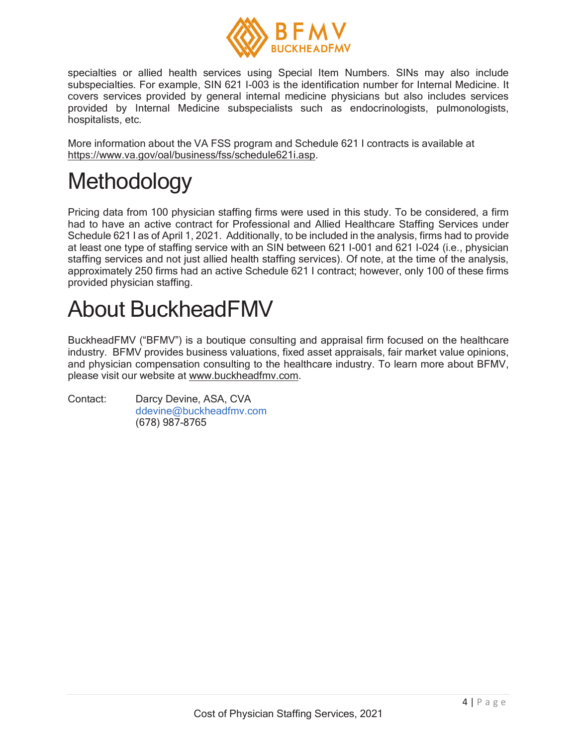specialties or allied health services using Special Item Numbers. SINs may also include subspecialties. For example, SIN 621 I-003 is the identification number for Internal Medicine. It covers services provided by general internal medicine physicians but also includes services provided by Internal Medicine subspecialists such as endocrinologists, pulmonologists, hospitalists, etc.

More information about the VA FSS program and Schedule 621 I contracts is available at https://www.va.gov/oal/business/fss/schedule621i.asp.

# Methodology

Pricing data from 100 physician staffing firms were used in this study. To be considered, a firm had to have an active contract for Professional and Allied Healthcare Staffing Services under Schedule 621 I as of April 1, 2021. Additionally, to be included in the analysis, firms had to provide at least one type of staffing service with an SIN between 621 I-001 and 621 I-024 (i.e., physician staffing services and not just allied health staffing services). Of note, at the time of the analysis, approximately 250 firms had an active Schedule 621 I contract; however, only 100 of these firms provided physician staffing.

# About BuckheadFMV

BuckheadFMV ("BFMV") is a boutique consulting and appraisal firm focused on the healthcare industry. BFMV provides business valuations, fixed asset appraisals, fair market value opinions, and physician compensation consulting to the healthcare industry. To learn more about BFMV, please visit our website at www.buckheadfmv.com.

Contact: Darcy Devine, ASA, CVA
ddevine@buckheadfmv.com
(678) 987-8765